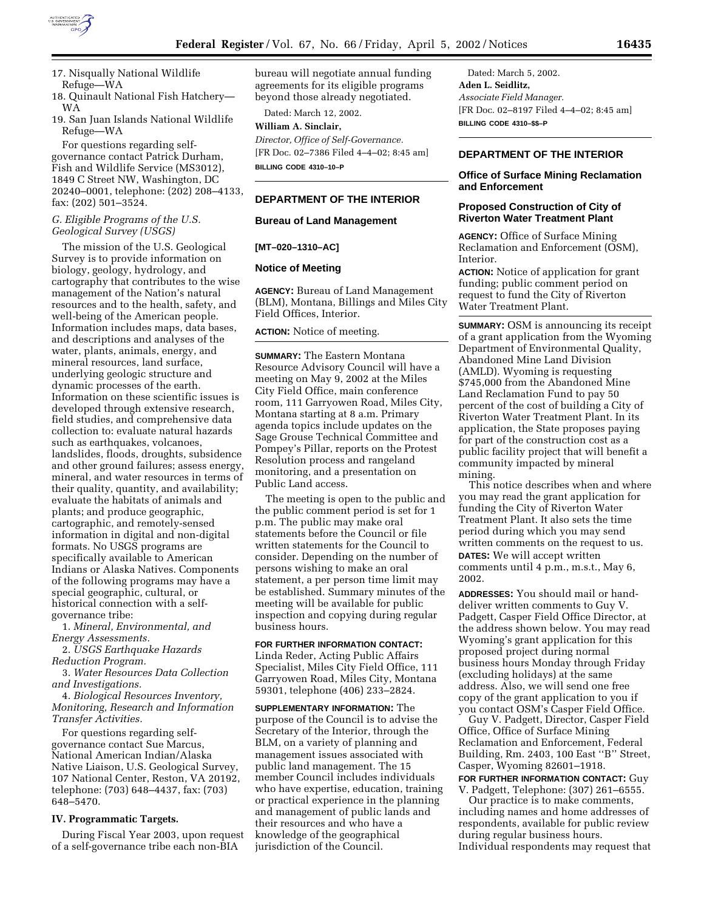17. Nisqually National Wildlife Refuge—WA
18. Quinault National Fish Hatchery—WA
19. San Juan Islands National Wildlife Refuge—WA

For questions regarding self-governance contact Patrick Durham, Fish and Wildlife Service (MS3012), 1849 C Street NW, Washington, DC 20240–0001, telephone: (202) 208–4133, fax: (202) 501–3524.

### *G. Eligible Programs of the U.S. Geological Survey (USGS)*

The mission of the U.S. Geological Survey is to provide information on biology, geology, hydrology, and cartography that contributes to the wise management of the Nation's natural resources and to the health, safety, and well-being of the American people. Information includes maps, data bases, and descriptions and analyses of the water, plants, animals, energy, and mineral resources, land surface, underlying geologic structure and dynamic processes of the earth. Information on these scientific issues is developed through extensive research, field studies, and comprehensive data collection to: evaluate natural hazards such as earthquakes, volcanoes, landslides, floods, droughts, subsidence and other ground failures; assess energy, mineral, and water resources in terms of their quality, quantity, and availability; evaluate the habitats of animals and plants; and produce geographic, cartographic, and remotely-sensed information in digital and non-digital formats. No USGS programs are specifically available to American Indians or Alaska Natives. Components of the following programs may have a special geographic, cultural, or historical connection with a self-governance tribe:

1. *Mineral, Environmental, and Energy Assessments.*
2. *USGS Earthquake Hazards Reduction Program.*
3. *Water Resources Data Collection and Investigations.*
4. *Biological Resources Inventory, Monitoring, Research and Information Transfer Activities.*

For questions regarding self-governance contact Sue Marcus, National American Indian/Alaska Native Liaison, U.S. Geological Survey, 107 National Center, Reston, VA 20192, telephone: (703) 648–4437, fax: (703) 648–5470.

### IV. Programmatic Targets.

During Fiscal Year 2003, upon request of a self-governance tribe each non-BIA bureau will negotiate annual funding agreements for its eligible programs beyond those already negotiated.

Dated: March 12, 2002.

**William A. Sinclair,**

*Director, Office of Self-Governance.*

[FR Doc. 02–7386 Filed 4–4–02; 8:45 am]

**BILLING CODE 4310–10–P**

---

## DEPARTMENT OF THE INTERIOR

### Bureau of Land Management

**[MT–020–1310–AC]**

### Notice of Meeting

**AGENCY:** Bureau of Land Management (BLM), Montana, Billings and Miles City Field Offices, Interior.

**ACTION:** Notice of meeting.

**SUMMARY:** The Eastern Montana Resource Advisory Council will have a meeting on May 9, 2002 at the Miles City Field Office, main conference room, 111 Garryowen Road, Miles City, Montana starting at 8 a.m. Primary agenda topics include updates on the Sage Grouse Technical Committee and Pompey's Pillar, reports on the Protest Resolution process and rangeland monitoring, and a presentation on Public Land access.

The meeting is open to the public and the public comment period is set for 1 p.m. The public may make oral statements before the Council or file written statements for the Council to consider. Depending on the number of persons wishing to make an oral statement, a per person time limit may be established. Summary minutes of the meeting will be available for public inspection and copying during regular business hours.

**FOR FURTHER INFORMATION CONTACT:** Linda Reder, Acting Public Affairs Specialist, Miles City Field Office, 111 Garryowen Road, Miles City, Montana 59301, telephone (406) 233–2824.

**SUPPLEMENTARY INFORMATION:** The purpose of the Council is to advise the Secretary of the Interior, through the BLM, on a variety of planning and management issues associated with public land management. The 15 member Council includes individuals who have expertise, education, training or practical experience in the planning and management of public lands and their resources and who have a knowledge of the geographical jurisdiction of the Council.

Dated: March 5, 2002.

**Aden L. Seidlitz,**

*Associate Field Manager.*

[FR Doc. 02–8197 Filed 4–4–02; 8:45 am]

**BILLING CODE 4310–$$–P**

---

## DEPARTMENT OF THE INTERIOR

### Office of Surface Mining Reclamation and Enforcement

### Proposed Construction of City of Riverton Water Treatment Plant

**AGENCY:** Office of Surface Mining Reclamation and Enforcement (OSM), Interior.

**ACTION:** Notice of application for grant funding; public comment period on request to fund the City of Riverton Water Treatment Plant.

**SUMMARY:** OSM is announcing its receipt of a grant application from the Wyoming Department of Environmental Quality, Abandoned Mine Land Division (AMLD). Wyoming is requesting $745,000 from the Abandoned Mine Land Reclamation Fund to pay 50 percent of the cost of building a City of Riverton Water Treatment Plant. In its application, the State proposes paying for part of the construction cost as a public facility project that will benefit a community impacted by mineral mining.

This notice describes when and where you may read the grant application for funding the City of Riverton Water Treatment Plant. It also sets the time period during which you may send written comments on the request to us.

**DATES:** We will accept written comments until 4 p.m., m.s.t., May 6, 2002.

**ADDRESSES:** You should mail or hand-deliver written comments to Guy V. Padgett, Casper Field Office Director, at the address shown below. You may read Wyoming's grant application for this proposed project during normal business hours Monday through Friday (excluding holidays) at the same address. Also, we will send one free copy of the grant application to you if you contact OSM's Casper Field Office.

Guy V. Padgett, Director, Casper Field Office, Office of Surface Mining Reclamation and Enforcement, Federal Building, Rm. 2403, 100 East "B" Street, Casper, Wyoming 82601–1918.

**FOR FURTHER INFORMATION CONTACT:** Guy V. Padgett, Telephone: (307) 261–6555.

Our practice is to make comments, including names and home addresses of respondents, available for public review during regular business hours. Individual respondents may request that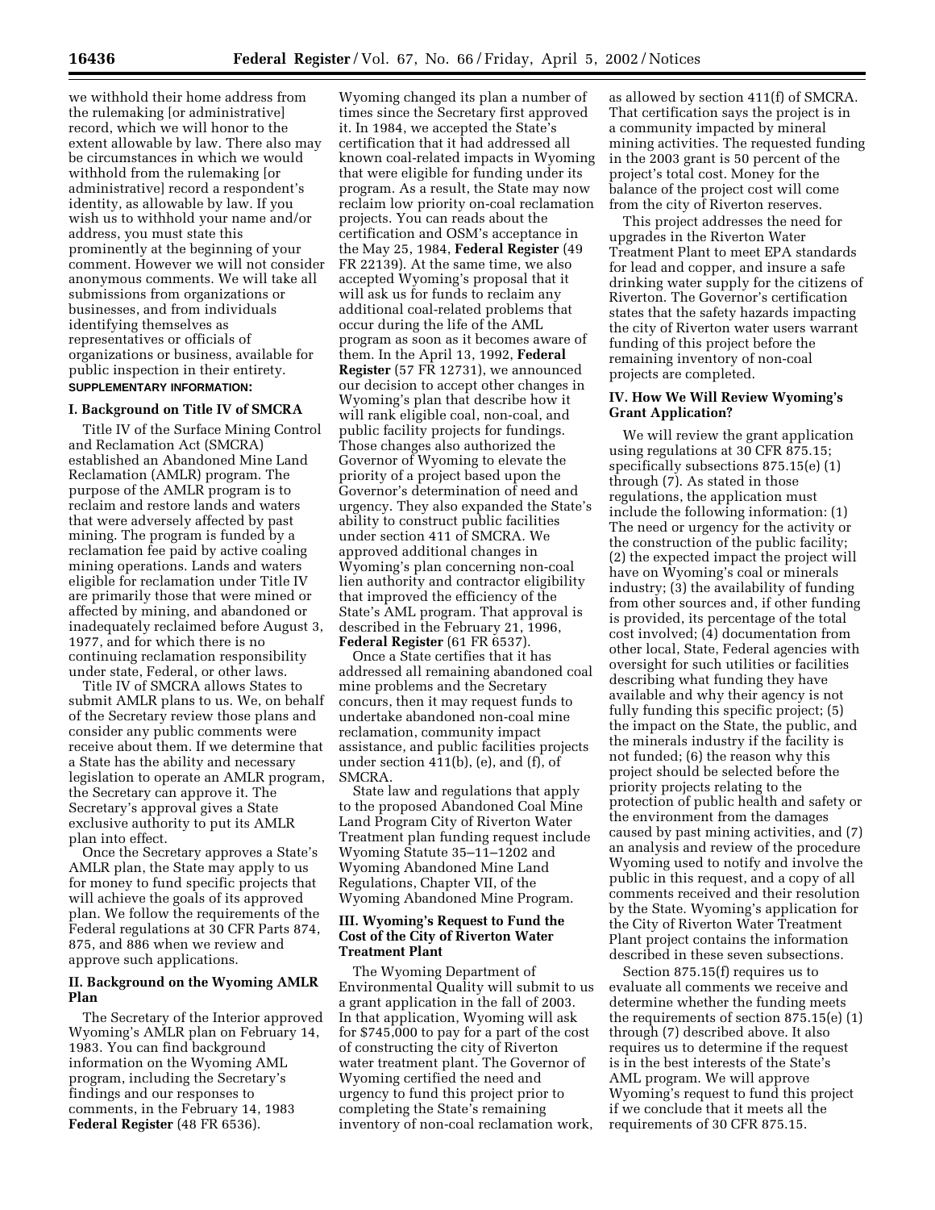we withhold their home address from the rulemaking [or administrative] record, which we will honor to the extent allowable by law. There also may be circumstances in which we would withhold from the rulemaking [or administrative] record a respondent's identity, as allowable by law. If you wish us to withhold your name and/or address, you must state this prominently at the beginning of your comment. However we will not consider anonymous comments. We will take all submissions from organizations or businesses, and from individuals identifying themselves as representatives or officials of organizations or business, available for public inspection in their entirety.

**SUPPLEMENTARY INFORMATION:**

## I. Background on Title IV of SMCRA

Title IV of the Surface Mining Control and Reclamation Act (SMCRA) established an Abandoned Mine Land Reclamation (AMLR) program. The purpose of the AMLR program is to reclaim and restore lands and waters that were adversely affected by past mining. The program is funded by a reclamation fee paid by active coaling mining operations. Lands and waters eligible for reclamation under Title IV are primarily those that were mined or affected by mining, and abandoned or inadequately reclaimed before August 3, 1977, and for which there is no continuing reclamation responsibility under state, Federal, or other laws.

Title IV of SMCRA allows States to submit AMLR plans to us. We, on behalf of the Secretary review those plans and consider any public comments were receive about them. If we determine that a State has the ability and necessary legislation to operate an AMLR program, the Secretary can approve it. The Secretary's approval gives a State exclusive authority to put its AMLR plan into effect.

Once the Secretary approves a State's AMLR plan, the State may apply to us for money to fund specific projects that will achieve the goals of its approved plan. We follow the requirements of the Federal regulations at 30 CFR Parts 874, 875, and 886 when we review and approve such applications.

## II. Background on the Wyoming AMLR Plan

The Secretary of the Interior approved Wyoming's AMLR plan on February 14, 1983. You can find background information on the Wyoming AML program, including the Secretary's findings and our responses to comments, in the February 14, 1983 **Federal Register** (48 FR 6536).

Wyoming changed its plan a number of times since the Secretary first approved it. In 1984, we accepted the State's certification that it had addressed all known coal-related impacts in Wyoming that were eligible for funding under its program. As a result, the State may now reclaim low priority on-coal reclamation projects. You can reads about the certification and OSM's acceptance in the May 25, 1984, **Federal Register** (49 FR 22139). At the same time, we also accepted Wyoming's proposal that it will ask us for funds to reclaim any additional coal-related problems that occur during the life of the AML program as soon as it becomes aware of them. In the April 13, 1992, **Federal Register** (57 FR 12731), we announced our decision to accept other changes in Wyoming's plan that describe how it will rank eligible coal, non-coal, and public facility projects for fundings. Those changes also authorized the Governor of Wyoming to elevate the priority of a project based upon the Governor's determination of need and urgency. They also expanded the State's ability to construct public facilities under section 411 of SMCRA. We approved additional changes in Wyoming's plan concerning non-coal lien authority and contractor eligibility that improved the efficiency of the State's AML program. That approval is described in the February 21, 1996, **Federal Register** (61 FR 6537).

Once a State certifies that it has addressed all remaining abandoned coal mine problems and the Secretary concurs, then it may request funds to undertake abandoned non-coal mine reclamation, community impact assistance, and public facilities projects under section 411(b), (e), and (f), of SMCRA.

State law and regulations that apply to the proposed Abandoned Coal Mine Land Program City of Riverton Water Treatment plan funding request include Wyoming Statute 35–11–1202 and Wyoming Abandoned Mine Land Regulations, Chapter VII, of the Wyoming Abandoned Mine Program.

## III. Wyoming's Request to Fund the Cost of the City of Riverton Water Treatment Plant

The Wyoming Department of Environmental Quality will submit to us a grant application in the fall of 2003. In that application, Wyoming will ask for $745,000 to pay for a part of the cost of constructing the city of Riverton water treatment plant. The Governor of Wyoming certified the need and urgency to fund this project prior to completing the State's remaining inventory of non-coal reclamation work, as allowed by section 411(f) of SMCRA. That certification says the project is in a community impacted by mineral mining activities. The requested funding in the 2003 grant is 50 percent of the project's total cost. Money for the balance of the project cost will come from the city of Riverton reserves.

This project addresses the need for upgrades in the Riverton Water Treatment Plant to meet EPA standards for lead and copper, and insure a safe drinking water supply for the citizens of Riverton. The Governor's certification states that the safety hazards impacting the city of Riverton water users warrant funding of this project before the remaining inventory of non-coal projects are completed.

## IV. How We Will Review Wyoming's Grant Application?

We will review the grant application using regulations at 30 CFR 875.15; specifically subsections 875.15(e) (1) through (7). As stated in those regulations, the application must include the following information: (1) The need or urgency for the activity or the construction of the public facility; (2) the expected impact the project will have on Wyoming's coal or minerals industry; (3) the availability of funding from other sources and, if other funding is provided, its percentage of the total cost involved; (4) documentation from other local, State, Federal agencies with oversight for such utilities or facilities describing what funding they have available and why their agency is not fully funding this specific project; (5) the impact on the State, the public, and the minerals industry if the facility is not funded; (6) the reason why this project should be selected before the priority projects relating to the protection of public health and safety or the environment from the damages caused by past mining activities, and (7) an analysis and review of the procedure Wyoming used to notify and involve the public in this request, and a copy of all comments received and their resolution by the State. Wyoming's application for the City of Riverton Water Treatment Plant project contains the information described in these seven subsections.

Section 875.15(f) requires us to evaluate all comments we receive and determine whether the funding meets the requirements of section 875.15(e) (1) through (7) described above. It also requires us to determine if the request is in the best interests of the State's AML program. We will approve Wyoming's request to fund this project if we conclude that it meets all the requirements of 30 CFR 875.15.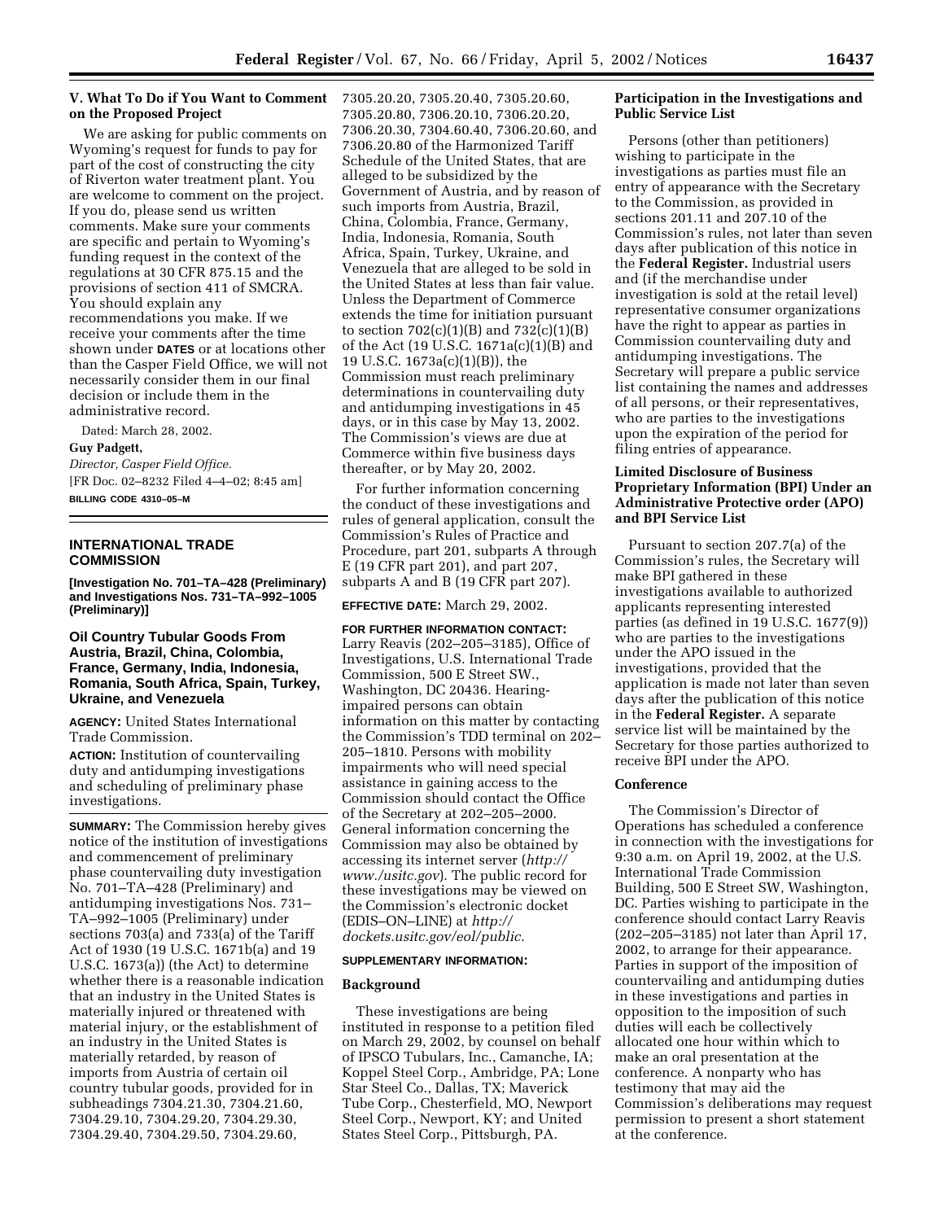## V. What To Do if You Want to Comment on the Proposed Project

We are asking for public comments on Wyoming's request for funds to pay for part of the cost of constructing the city of Riverton water treatment plant. You are welcome to comment on the project. If you do, please send us written comments. Make sure your comments are specific and pertain to Wyoming's funding request in the context of the regulations at 30 CFR 875.15 and the provisions of section 411 of SMCRA. You should explain any recommendations you make. If we receive your comments after the time shown under **DATES** or at locations other than the Casper Field Office, we will not necessarily consider them in our final decision or include them in the administrative record.

Dated: March 28, 2002.

**Guy Padgett,**

*Director, Casper Field Office.*

[FR Doc. 02–8232 Filed 4–4–02; 8:45 am]

**BILLING CODE 4310–05–M**

---

## INTERNATIONAL TRADE COMMISSION

**[Investigation No. 701–TA–428 (Preliminary) and Investigations Nos. 731–TA–992–1005 (Preliminary)]**

### Oil Country Tubular Goods From Austria, Brazil, China, Colombia, France, Germany, India, Indonesia, Romania, South Africa, Spain, Turkey, Ukraine, and Venezuela

**AGENCY:** United States International Trade Commission.

**ACTION:** Institution of countervailing duty and antidumping investigations and scheduling of preliminary phase investigations.

**SUMMARY:** The Commission hereby gives notice of the institution of investigations and commencement of preliminary phase countervailing duty investigation No. 701–TA–428 (Preliminary) and antidumping investigations Nos. 731–TA–992–1005 (Preliminary) under sections 703(a) and 733(a) of the Tariff Act of 1930 (19 U.S.C. 1671b(a) and 19 U.S.C. 1673(a)) (the Act) to determine whether there is a reasonable indication that an industry in the United States is materially injured or threatened with material injury, or the establishment of an industry in the United States is materially retarded, by reason of imports from Austria of certain oil country tubular goods, provided for in subheadings 7304.21.30, 7304.21.60, 7304.29.10, 7304.29.20, 7304.29.30, 7304.29.40, 7304.29.50, 7304.29.60, 7305.20.20, 7305.20.40, 7305.20.60, 7305.20.80, 7306.20.10, 7306.20.20, 7306.20.30, 7304.60.40, 7306.20.60, and 7306.20.80 of the Harmonized Tariff Schedule of the United States, that are alleged to be subsidized by the Government of Austria, and by reason of such imports from Austria, Brazil, China, Colombia, France, Germany, India, Indonesia, Romania, South Africa, Spain, Turkey, Ukraine, and Venezuela that are alleged to be sold in the United States at less than fair value. Unless the Department of Commerce extends the time for initiation pursuant to section 702(c)(1)(B) and 732(c)(1)(B) of the Act (19 U.S.C. 1671a(c)(1)(B) and 19 U.S.C. 1673a(c)(1)(B)), the Commission must reach preliminary determinations in countervailing duty and antidumping investigations in 45 days, or in this case by May 13, 2002. The Commission's views are due at Commerce within five business days thereafter, or by May 20, 2002.

For further information concerning the conduct of these investigations and rules of general application, consult the Commission's Rules of Practice and Procedure, part 201, subparts A through E (19 CFR part 201), and part 207, subparts A and B (19 CFR part 207).

**EFFECTIVE DATE:** March 29, 2002.

**FOR FURTHER INFORMATION CONTACT:** Larry Reavis (202–205–3185), Office of Investigations, U.S. International Trade Commission, 500 E Street SW., Washington, DC 20436. Hearing-impaired persons can obtain information on this matter by contacting the Commission's TDD terminal on 202–205–1810. Persons with mobility impairments who will need special assistance in gaining access to the Commission should contact the Office of the Secretary at 202–205–2000. General information concerning the Commission may also be obtained by accessing its internet server (*http://www./usitc.gov*). The public record for these investigations may be viewed on the Commission's electronic docket (EDIS–ON–LINE) at *http://dockets.usitc.gov/eol/public.*

**SUPPLEMENTARY INFORMATION:**

### Background

These investigations are being instituted in response to a petition filed on March 29, 2002, by counsel on behalf of IPSCO Tubulars, Inc., Camanche, IA; Koppel Steel Corp., Ambridge, PA; Lone Star Steel Co., Dallas, TX; Maverick Tube Corp., Chesterfield, MO, Newport Steel Corp., Newport, KY; and United States Steel Corp., Pittsburgh, PA.

### Participation in the Investigations and Public Service List

Persons (other than petitioners) wishing to participate in the investigations as parties must file an entry of appearance with the Secretary to the Commission, as provided in sections 201.11 and 207.10 of the Commission's rules, not later than seven days after publication of this notice in the **Federal Register.** Industrial users and (if the merchandise under investigation is sold at the retail level) representative consumer organizations have the right to appear as parties in Commission countervailing duty and antidumping investigations. The Secretary will prepare a public service list containing the names and addresses of all persons, or their representatives, who are parties to the investigations upon the expiration of the period for filing entries of appearance.

### Limited Disclosure of Business Proprietary Information (BPI) Under an Administrative Protective order (APO) and BPI Service List

Pursuant to section 207.7(a) of the Commission's rules, the Secretary will make BPI gathered in these investigations available to authorized applicants representing interested parties (as defined in 19 U.S.C. 1677(9)) who are parties to the investigations under the APO issued in the investigations, provided that the application is made not later than seven days after the publication of this notice in the **Federal Register.** A separate service list will be maintained by the Secretary for those parties authorized to receive BPI under the APO.

### Conference

The Commission's Director of Operations has scheduled a conference in connection with the investigations for 9:30 a.m. on April 19, 2002, at the U.S. International Trade Commission Building, 500 E Street SW, Washington, DC. Parties wishing to participate in the conference should contact Larry Reavis (202–205–3185) not later than April 17, 2002, to arrange for their appearance. Parties in support of the imposition of countervailing and antidumping duties in these investigations and parties in opposition to the imposition of such duties will each be collectively allocated one hour within which to make an oral presentation at the conference. A nonparty who has testimony that may aid the Commission's deliberations may request permission to present a short statement at the conference.